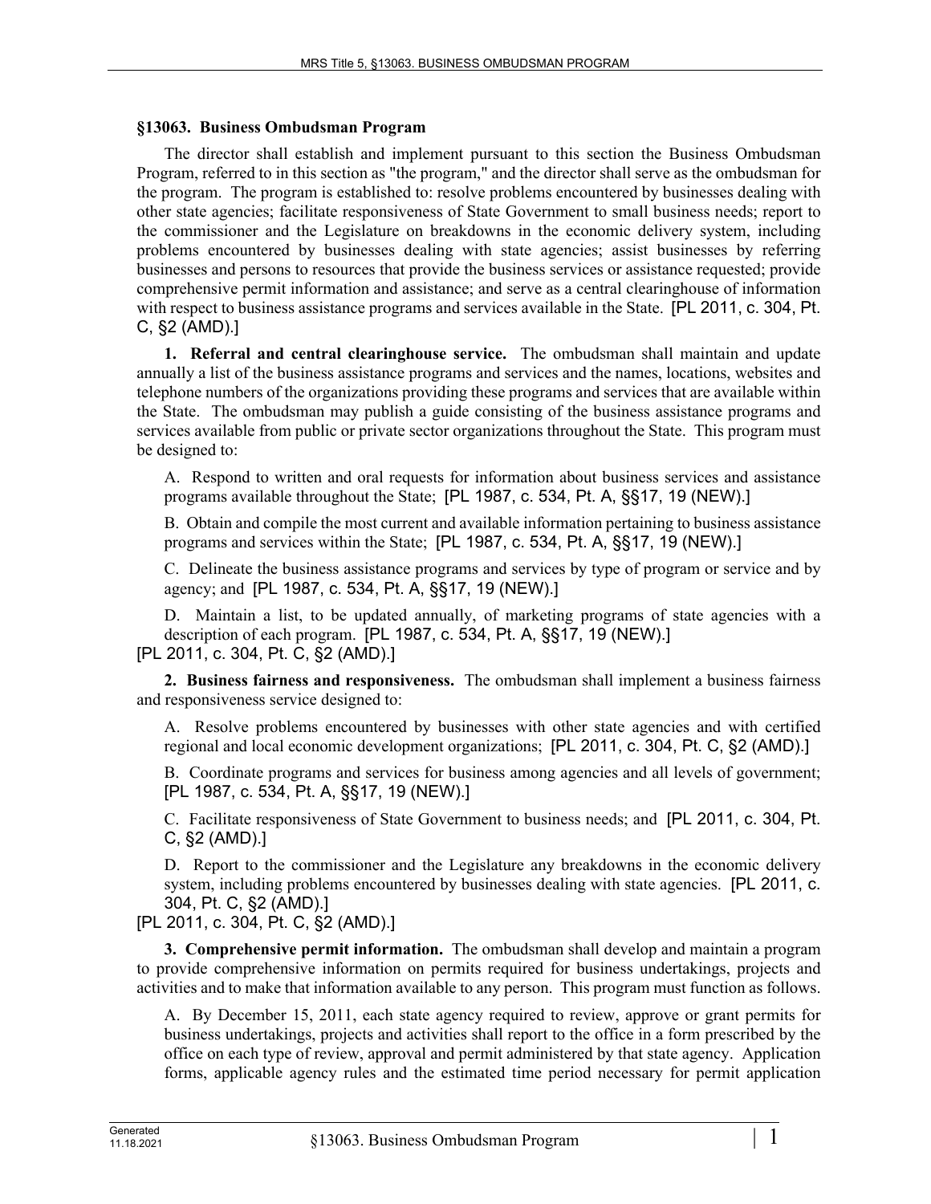### §13063. Business Ombudsman Program

The director shall establish and implement pursuant to this section the Business Ombudsman Program, referred to in this section as "the program," and the director shall serve as the ombudsman for the program. The program is established to: resolve problems encountered by businesses dealing with other state agencies; facilitate responsiveness of State Government to small business needs; report to the commissioner and the Legislature on breakdowns in the economic delivery system, including problems encountered by businesses dealing with state agencies; assist businesses by referring businesses and persons to resources that provide the business services or assistance requested; provide comprehensive permit information and assistance; and serve as a central clearinghouse of information with respect to business assistance programs and services available in the State. [PL 2011, c. 304, Pt. C, §2 (AMD).]

**1. Referral and central clearinghouse service.** The ombudsman shall maintain and update annually a list of the business assistance programs and services and the names, locations, websites and telephone numbers of the organizations providing these programs and services that are available within the State. The ombudsman may publish a guide consisting of the business assistance programs and services available from public or private sector organizations throughout the State. This program must be designed to:

A. Respond to written and oral requests for information about business services and assistance programs available throughout the State; [PL 1987, c. 534, Pt. A, §§17, 19 (NEW).]

B. Obtain and compile the most current and available information pertaining to business assistance programs and services within the State; [PL 1987, c. 534, Pt. A, §§17, 19 (NEW).]

C. Delineate the business assistance programs and services by type of program or service and by agency; and [PL 1987, c. 534, Pt. A, §§17, 19 (NEW).]

D. Maintain a list, to be updated annually, of marketing programs of state agencies with a description of each program. [PL 1987, c. 534, Pt. A, §§17, 19 (NEW).]

[PL 2011, c. 304, Pt. C, §2 (AMD).]

**2. Business fairness and responsiveness.** The ombudsman shall implement a business fairness and responsiveness service designed to:

A. Resolve problems encountered by businesses with other state agencies and with certified regional and local economic development organizations; [PL 2011, c. 304, Pt. C, §2 (AMD).]

B. Coordinate programs and services for business among agencies and all levels of government; [PL 1987, c. 534, Pt. A, §§17, 19 (NEW).]

C. Facilitate responsiveness of State Government to business needs; and [PL 2011, c. 304, Pt. C, §2 (AMD).]

D. Report to the commissioner and the Legislature any breakdowns in the economic delivery system, including problems encountered by businesses dealing with state agencies. [PL 2011, c. 304, Pt. C, §2 (AMD).]

[PL 2011, c. 304, Pt. C, §2 (AMD).]

**3. Comprehensive permit information.** The ombudsman shall develop and maintain a program to provide comprehensive information on permits required for business undertakings, projects and activities and to make that information available to any person. This program must function as follows.

A. By December 15, 2011, each state agency required to review, approve or grant permits for business undertakings, projects and activities shall report to the office in a form prescribed by the office on each type of review, approval and permit administered by that state agency. Application forms, applicable agency rules and the estimated time period necessary for permit application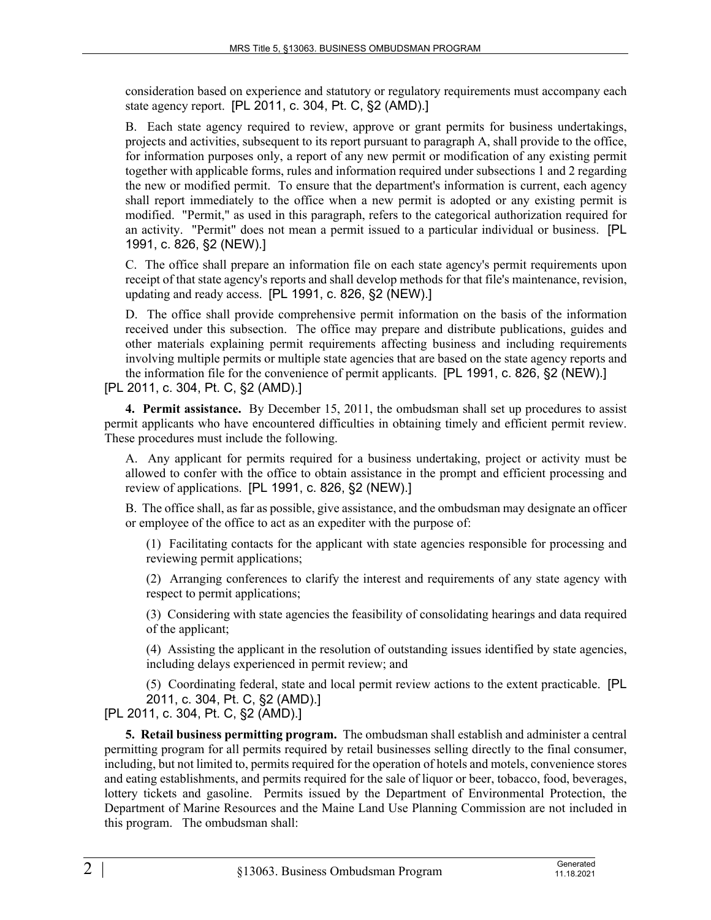consideration based on experience and statutory or regulatory requirements must accompany each state agency report. [PL 2011, c. 304, Pt. C, §2 (AMD).]

B. Each state agency required to review, approve or grant permits for business undertakings, projects and activities, subsequent to its report pursuant to paragraph A, shall provide to the office, for information purposes only, a report of any new permit or modification of any existing permit together with applicable forms, rules and information required under subsections 1 and 2 regarding the new or modified permit. To ensure that the department's information is current, each agency shall report immediately to the office when a new permit is adopted or any existing permit is modified. "Permit," as used in this paragraph, refers to the categorical authorization required for an activity. "Permit" does not mean a permit issued to a particular individual or business. [PL 1991, c. 826, §2 (NEW).]

C. The office shall prepare an information file on each state agency's permit requirements upon receipt of that state agency's reports and shall develop methods for that file's maintenance, revision, updating and ready access. [PL 1991, c. 826, §2 (NEW).]

D. The office shall provide comprehensive permit information on the basis of the information received under this subsection. The office may prepare and distribute publications, guides and other materials explaining permit requirements affecting business and including requirements involving multiple permits or multiple state agencies that are based on the state agency reports and the information file for the convenience of permit applicants. [PL 1991, c. 826, §2 (NEW).]

[PL 2011, c. 304, Pt. C, §2 (AMD).]

**4. Permit assistance.** By December 15, 2011, the ombudsman shall set up procedures to assist permit applicants who have encountered difficulties in obtaining timely and efficient permit review. These procedures must include the following.

A. Any applicant for permits required for a business undertaking, project or activity must be allowed to confer with the office to obtain assistance in the prompt and efficient processing and review of applications. [PL 1991, c. 826, §2 (NEW).]

B. The office shall, as far as possible, give assistance, and the ombudsman may designate an officer or employee of the office to act as an expediter with the purpose of:

(1) Facilitating contacts for the applicant with state agencies responsible for processing and reviewing permit applications;

(2) Arranging conferences to clarify the interest and requirements of any state agency with respect to permit applications;

(3) Considering with state agencies the feasibility of consolidating hearings and data required of the applicant;

(4) Assisting the applicant in the resolution of outstanding issues identified by state agencies, including delays experienced in permit review; and

(5) Coordinating federal, state and local permit review actions to the extent practicable. [PL 2011, c. 304, Pt. C, §2 (AMD).]

[PL 2011, c. 304, Pt. C, §2 (AMD).]

**5. Retail business permitting program.** The ombudsman shall establish and administer a central permitting program for all permits required by retail businesses selling directly to the final consumer, including, but not limited to, permits required for the operation of hotels and motels, convenience stores and eating establishments, and permits required for the sale of liquor or beer, tobacco, food, beverages, lottery tickets and gasoline. Permits issued by the Department of Environmental Protection, the Department of Marine Resources and the Maine Land Use Planning Commission are not included in this program. The ombudsman shall: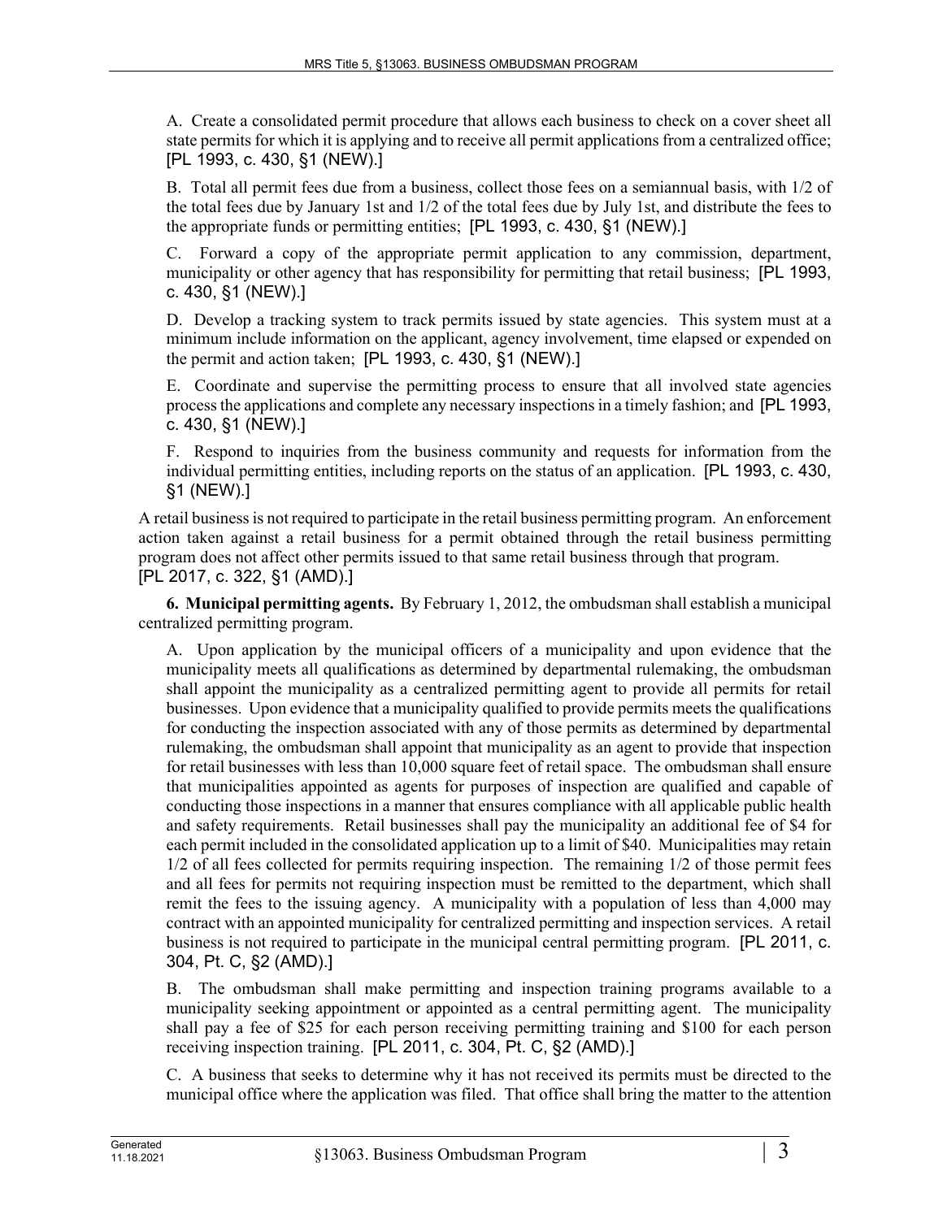A. Create a consolidated permit procedure that allows each business to check on a cover sheet all state permits for which it is applying and to receive all permit applications from a centralized office; [PL 1993, c. 430, §1 (NEW).]

B. Total all permit fees due from a business, collect those fees on a semiannual basis, with 1/2 of the total fees due by January 1st and 1/2 of the total fees due by July 1st, and distribute the fees to the appropriate funds or permitting entities; [PL 1993, c. 430, §1 (NEW).]

C. Forward a copy of the appropriate permit application to any commission, department, municipality or other agency that has responsibility for permitting that retail business; [PL 1993, c. 430, §1 (NEW).]

D. Develop a tracking system to track permits issued by state agencies. This system must at a minimum include information on the applicant, agency involvement, time elapsed or expended on the permit and action taken; [PL 1993, c. 430, §1 (NEW).]

E. Coordinate and supervise the permitting process to ensure that all involved state agencies process the applications and complete any necessary inspections in a timely fashion; and [PL 1993, c. 430, §1 (NEW).]

F. Respond to inquiries from the business community and requests for information from the individual permitting entities, including reports on the status of an application. [PL 1993, c. 430, §1 (NEW).]

A retail business is not required to participate in the retail business permitting program. An enforcement action taken against a retail business for a permit obtained through the retail business permitting program does not affect other permits issued to that same retail business through that program. [PL 2017, c. 322, §1 (AMD).]

**6. Municipal permitting agents.** By February 1, 2012, the ombudsman shall establish a municipal centralized permitting program.

A. Upon application by the municipal officers of a municipality and upon evidence that the municipality meets all qualifications as determined by departmental rulemaking, the ombudsman shall appoint the municipality as a centralized permitting agent to provide all permits for retail businesses. Upon evidence that a municipality qualified to provide permits meets the qualifications for conducting the inspection associated with any of those permits as determined by departmental rulemaking, the ombudsman shall appoint that municipality as an agent to provide that inspection for retail businesses with less than 10,000 square feet of retail space. The ombudsman shall ensure that municipalities appointed as agents for purposes of inspection are qualified and capable of conducting those inspections in a manner that ensures compliance with all applicable public health and safety requirements. Retail businesses shall pay the municipality an additional fee of $4 for each permit included in the consolidated application up to a limit of $40. Municipalities may retain 1/2 of all fees collected for permits requiring inspection. The remaining 1/2 of those permit fees and all fees for permits not requiring inspection must be remitted to the department, which shall remit the fees to the issuing agency. A municipality with a population of less than 4,000 may contract with an appointed municipality for centralized permitting and inspection services. A retail business is not required to participate in the municipal central permitting program. [PL 2011, c. 304, Pt. C, §2 (AMD).]

B. The ombudsman shall make permitting and inspection training programs available to a municipality seeking appointment or appointed as a central permitting agent. The municipality shall pay a fee of $25 for each person receiving permitting training and $100 for each person receiving inspection training. [PL 2011, c. 304, Pt. C, §2 (AMD).]

C. A business that seeks to determine why it has not received its permits must be directed to the municipal office where the application was filed. That office shall bring the matter to the attention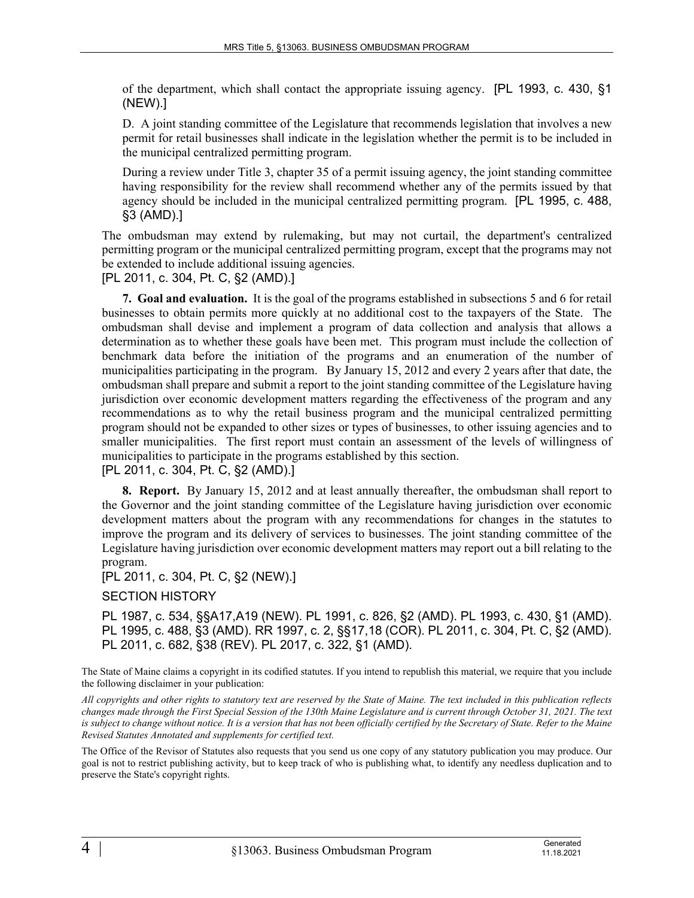of the department, which shall contact the appropriate issuing agency. [PL 1993, c. 430, §1 (NEW).]

D. A joint standing committee of the Legislature that recommends legislation that involves a new permit for retail businesses shall indicate in the legislation whether the permit is to be included in the municipal centralized permitting program.

During a review under Title 3, chapter 35 of a permit issuing agency, the joint standing committee having responsibility for the review shall recommend whether any of the permits issued by that agency should be included in the municipal centralized permitting program. [PL 1995, c. 488, §3 (AMD).]

The ombudsman may extend by rulemaking, but may not curtail, the department's centralized permitting program or the municipal centralized permitting program, except that the programs may not be extended to include additional issuing agencies.

[PL 2011, c. 304, Pt. C, §2 (AMD).]

**7. Goal and evaluation.** It is the goal of the programs established in subsections 5 and 6 for retail businesses to obtain permits more quickly at no additional cost to the taxpayers of the State. The ombudsman shall devise and implement a program of data collection and analysis that allows a determination as to whether these goals have been met. This program must include the collection of benchmark data before the initiation of the programs and an enumeration of the number of municipalities participating in the program. By January 15, 2012 and every 2 years after that date, the ombudsman shall prepare and submit a report to the joint standing committee of the Legislature having jurisdiction over economic development matters regarding the effectiveness of the program and any recommendations as to why the retail business program and the municipal centralized permitting program should not be expanded to other sizes or types of businesses, to other issuing agencies and to smaller municipalities. The first report must contain an assessment of the levels of willingness of municipalities to participate in the programs established by this section.

[PL 2011, c. 304, Pt. C, §2 (AMD).]

**8. Report.** By January 15, 2012 and at least annually thereafter, the ombudsman shall report to the Governor and the joint standing committee of the Legislature having jurisdiction over economic development matters about the program with any recommendations for changes in the statutes to improve the program and its delivery of services to businesses. The joint standing committee of the Legislature having jurisdiction over economic development matters may report out a bill relating to the program.

[PL 2011, c. 304, Pt. C, §2 (NEW).]

SECTION HISTORY

PL 1987, c. 534, §§A17,A19 (NEW). PL 1991, c. 826, §2 (AMD). PL 1993, c. 430, §1 (AMD). PL 1995, c. 488, §3 (AMD). RR 1997, c. 2, §§17,18 (COR). PL 2011, c. 304, Pt. C, §2 (AMD). PL 2011, c. 682, §38 (REV). PL 2017, c. 322, §1 (AMD).

The State of Maine claims a copyright in its codified statutes. If you intend to republish this material, we require that you include the following disclaimer in your publication:

*All copyrights and other rights to statutory text are reserved by the State of Maine. The text included in this publication reflects changes made through the First Special Session of the 130th Maine Legislature and is current through October 31, 2021. The text is subject to change without notice. It is a version that has not been officially certified by the Secretary of State. Refer to the Maine Revised Statutes Annotated and supplements for certified text.*

The Office of the Revisor of Statutes also requests that you send us one copy of any statutory publication you may produce. Our goal is not to restrict publishing activity, but to keep track of who is publishing what, to identify any needless duplication and to preserve the State's copyright rights.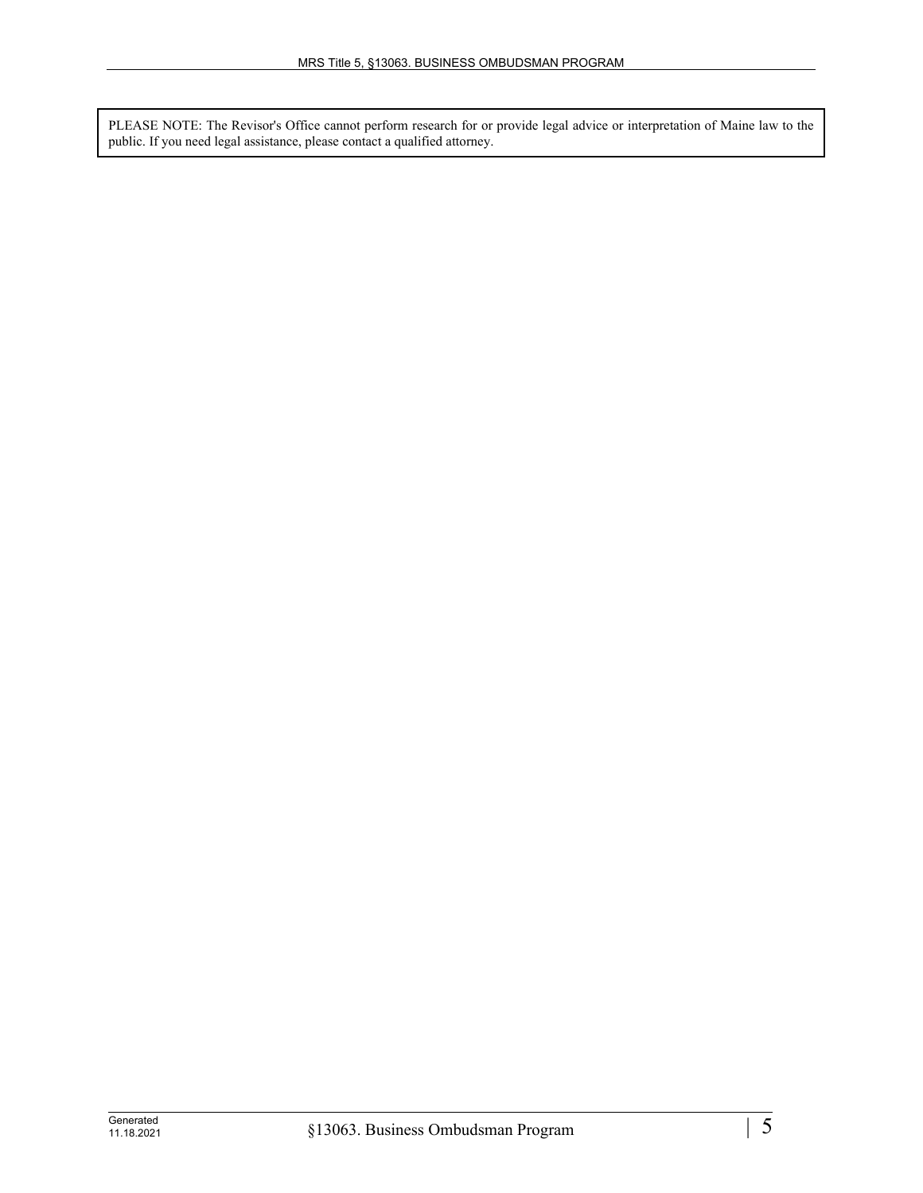PLEASE NOTE: The Revisor's Office cannot perform research for or provide legal advice or interpretation of Maine law to the public. If you need legal assistance, please contact a qualified attorney.